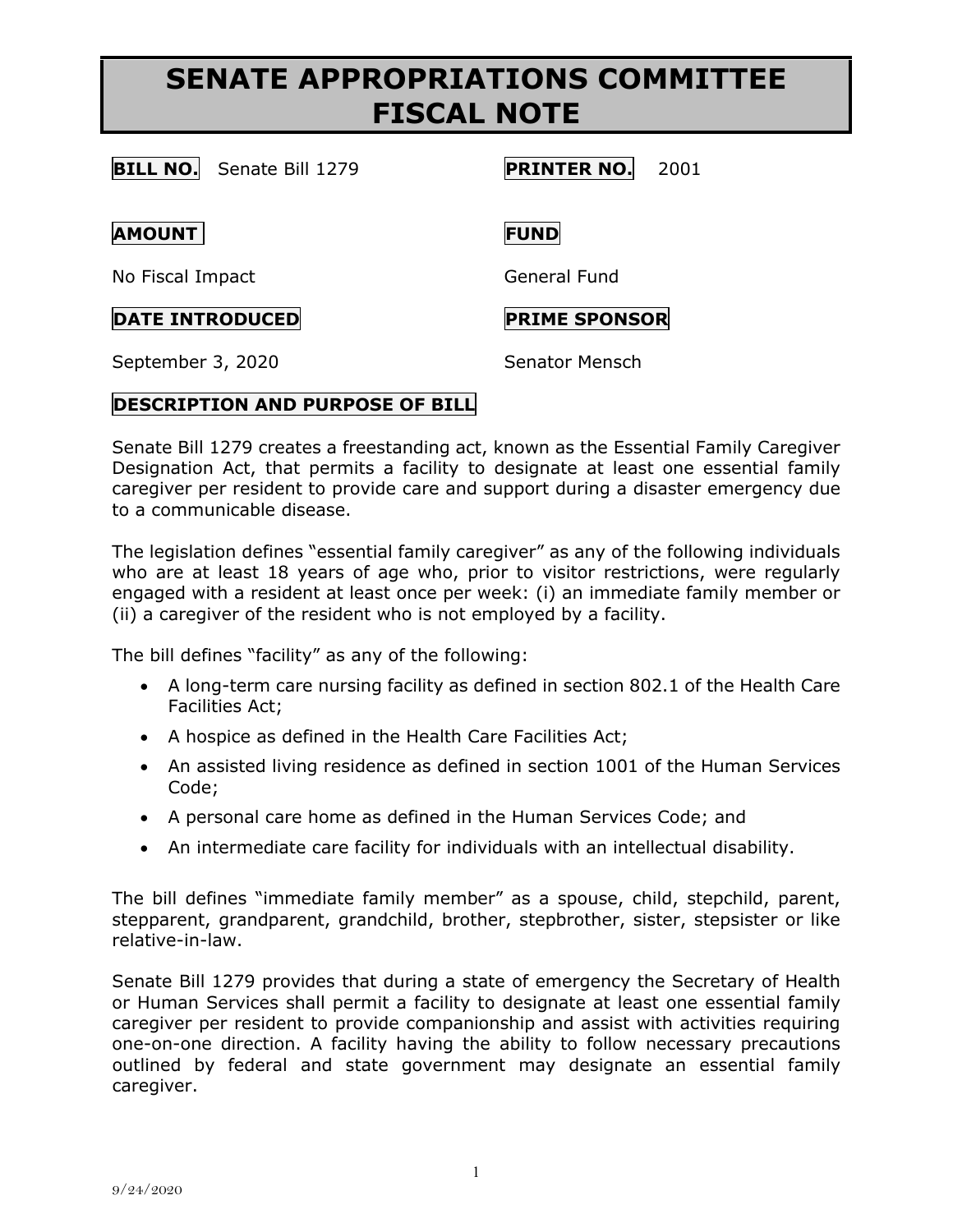# SENATE APPROPRIATIONS COMMITTEE FISCAL NOTE

**BILL NO.** Senate Bill 1279

**PRINTER NO.** 2001

**AMOUNT**

No Fiscal Impact

**FUND**

General Fund

**DATE INTRODUCED**

September 3, 2020

**PRIME SPONSOR**

Senator Mensch

## DESCRIPTION AND PURPOSE OF BILL

Senate Bill 1279 creates a freestanding act, known as the Essential Family Caregiver Designation Act, that permits a facility to designate at least one essential family caregiver per resident to provide care and support during a disaster emergency due to a communicable disease.

The legislation defines "essential family caregiver" as any of the following individuals who are at least 18 years of age who, prior to visitor restrictions, were regularly engaged with a resident at least once per week: (i) an immediate family member or (ii) a caregiver of the resident who is not employed by a facility.

The bill defines "facility" as any of the following:

- A long-term care nursing facility as defined in section 802.1 of the Health Care Facilities Act;
- A hospice as defined in the Health Care Facilities Act;
- An assisted living residence as defined in section 1001 of the Human Services Code;
- A personal care home as defined in the Human Services Code; and
- An intermediate care facility for individuals with an intellectual disability.

The bill defines "immediate family member" as a spouse, child, stepchild, parent, stepparent, grandparent, grandchild, brother, stepbrother, sister, stepsister or like relative-in-law.

Senate Bill 1279 provides that during a state of emergency the Secretary of Health or Human Services shall permit a facility to designate at least one essential family caregiver per resident to provide companionship and assist with activities requiring one-on-one direction. A facility having the ability to follow necessary precautions outlined by federal and state government may designate an essential family caregiver.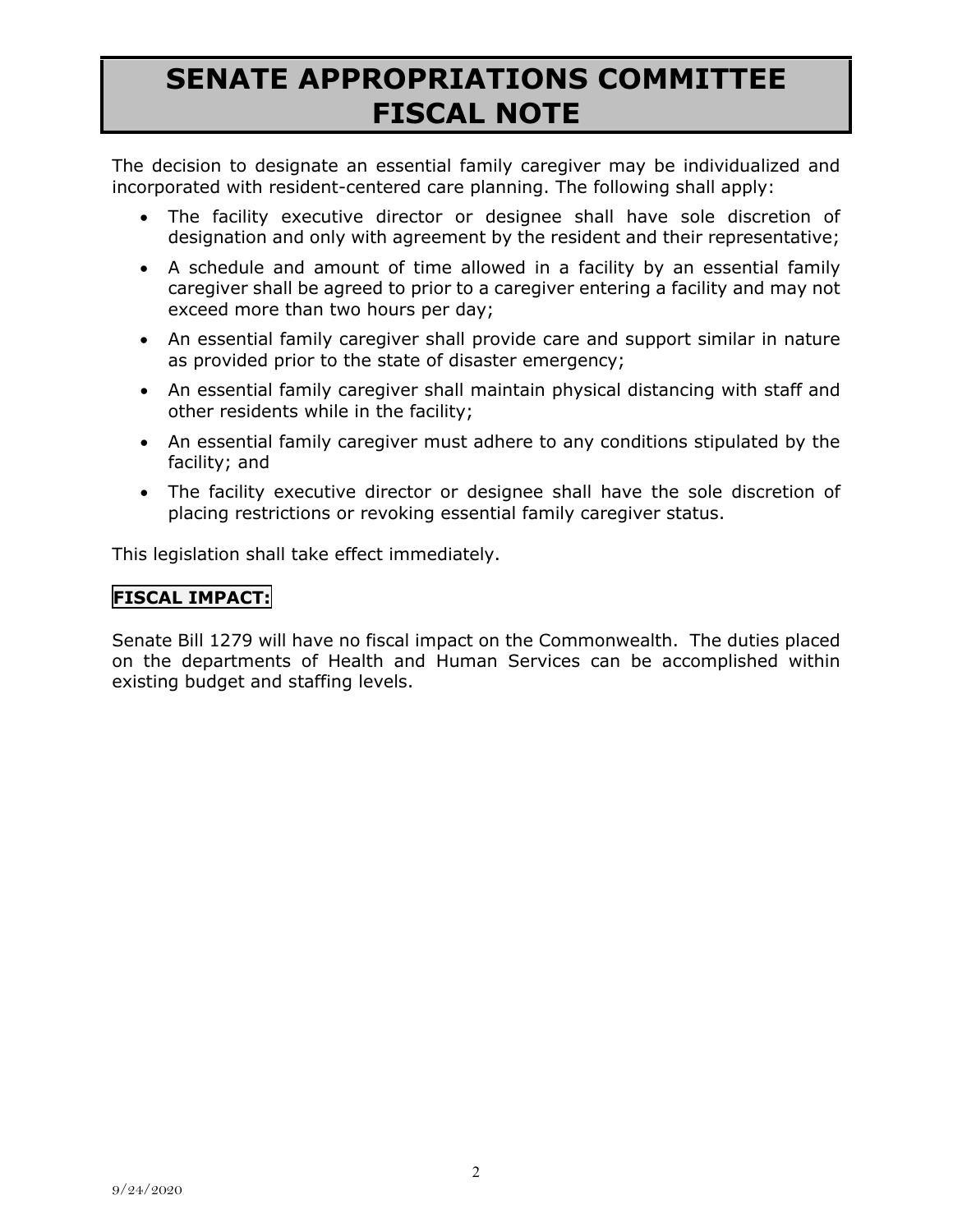# SENATE APPROPRIATIONS COMMITTEE FISCAL NOTE

The decision to designate an essential family caregiver may be individualized and incorporated with resident-centered care planning. The following shall apply:

- The facility executive director or designee shall have sole discretion of designation and only with agreement by the resident and their representative;
- A schedule and amount of time allowed in a facility by an essential family caregiver shall be agreed to prior to a caregiver entering a facility and may not exceed more than two hours per day;
- An essential family caregiver shall provide care and support similar in nature as provided prior to the state of disaster emergency;
- An essential family caregiver shall maintain physical distancing with staff and other residents while in the facility;
- An essential family caregiver must adhere to any conditions stipulated by the facility; and
- The facility executive director or designee shall have the sole discretion of placing restrictions or revoking essential family caregiver status.

This legislation shall take effect immediately.

**FISCAL IMPACT:**

Senate Bill 1279 will have no fiscal impact on the Commonwealth. The duties placed on the departments of Health and Human Services can be accomplished within existing budget and staffing levels.

9/24/2020